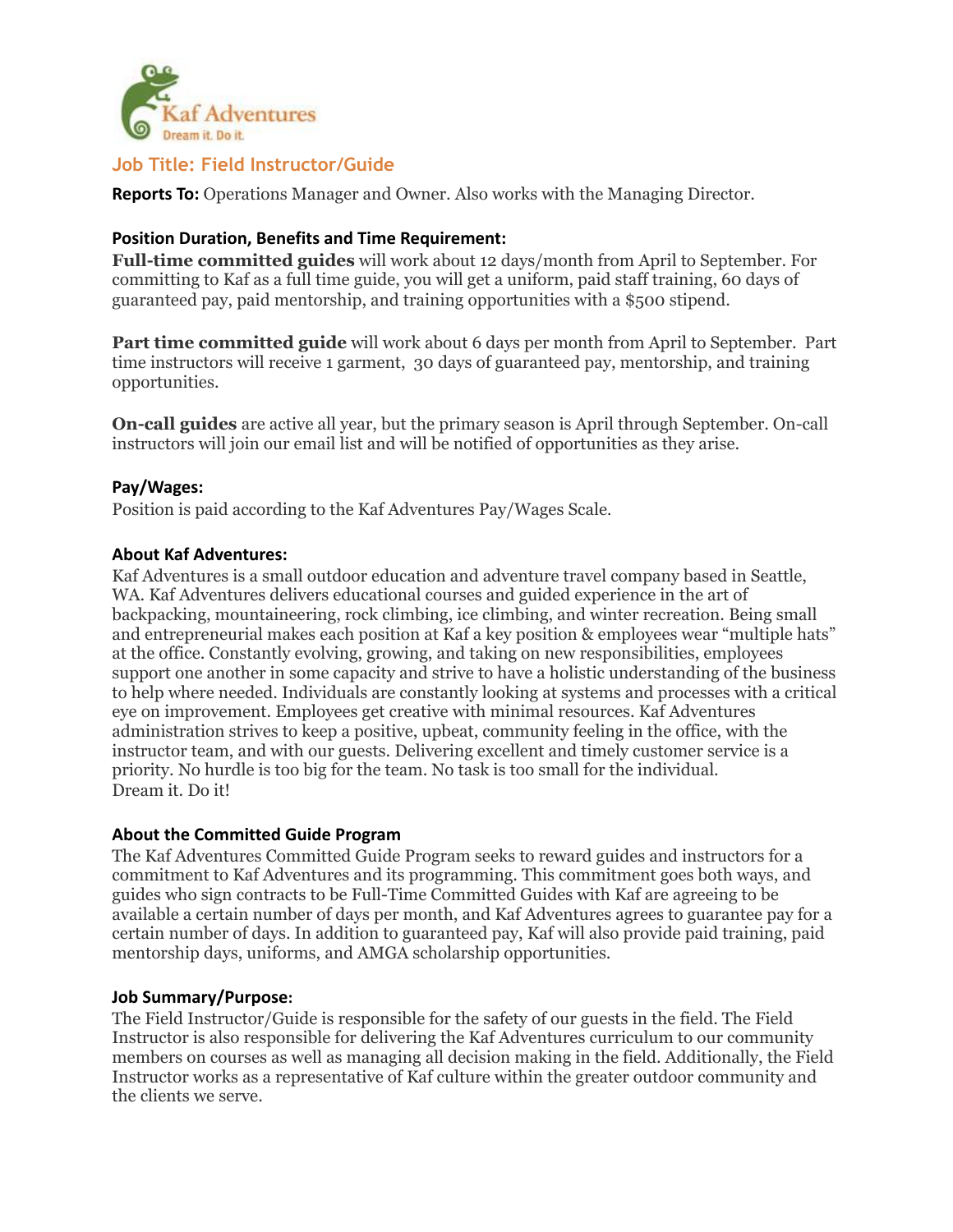## Job Title: Field Instructor/Guide

**Reports To:** Operations Manager and Owner. Also works with the Managing Director.

### Position Duration, Benefits and Time Requirement:

**Full-time committed guides** will work about 12 days/month from April to September. For committing to Kaf as a full time guide, you will get a uniform, paid staff training, 60 days of guaranteed pay, paid mentorship, and training opportunities with a $500 stipend.

**Part time committed guide** will work about 6 days per month from April to September. Part time instructors will receive 1 garment, 30 days of guaranteed pay, mentorship, and training opportunities.

**On-call guides** are active all year, but the primary season is April through September. On-call instructors will join our email list and will be notified of opportunities as they arise.

### Pay/Wages:

Position is paid according to the Kaf Adventures Pay/Wages Scale.

### About Kaf Adventures:

Kaf Adventures is a small outdoor education and adventure travel company based in Seattle, WA. Kaf Adventures delivers educational courses and guided experience in the art of backpacking, mountaineering, rock climbing, ice climbing, and winter recreation. Being small and entrepreneurial makes each position at Kaf a key position & employees wear "multiple hats" at the office. Constantly evolving, growing, and taking on new responsibilities, employees support one another in some capacity and strive to have a holistic understanding of the business to help where needed. Individuals are constantly looking at systems and processes with a critical eye on improvement. Employees get creative with minimal resources. Kaf Adventures administration strives to keep a positive, upbeat, community feeling in the office, with the instructor team, and with our guests. Delivering excellent and timely customer service is a priority. No hurdle is too big for the team. No task is too small for the individual.
Dream it. Do it!

### About the Committed Guide Program

The Kaf Adventures Committed Guide Program seeks to reward guides and instructors for a commitment to Kaf Adventures and its programming. This commitment goes both ways, and guides who sign contracts to be Full-Time Committed Guides with Kaf are agreeing to be available a certain number of days per month, and Kaf Adventures agrees to guarantee pay for a certain number of days. In addition to guaranteed pay, Kaf will also provide paid training, paid mentorship days, uniforms, and AMGA scholarship opportunities.

### Job Summary/Purpose:

The Field Instructor/Guide is responsible for the safety of our guests in the field. The Field Instructor is also responsible for delivering the Kaf Adventures curriculum to our community members on courses as well as managing all decision making in the field. Additionally, the Field Instructor works as a representative of Kaf culture within the greater outdoor community and the clients we serve.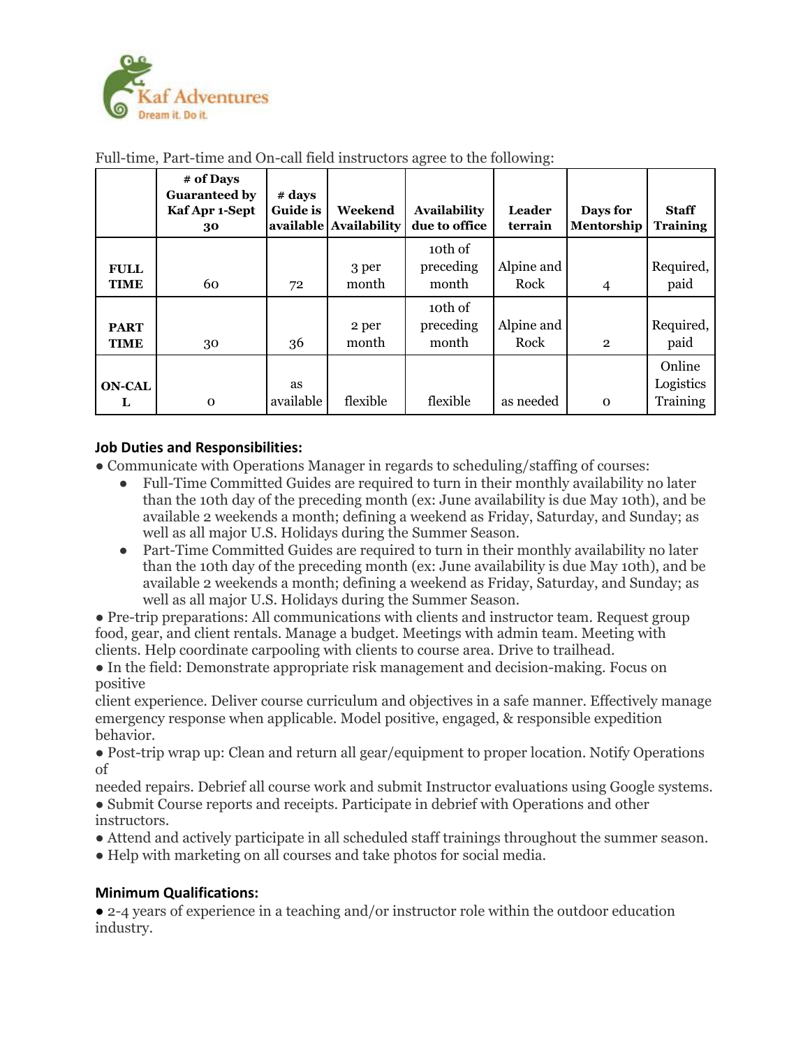Full-time, Part-time and On-call field instructors agree to the following:

| | # of Days Guaranteed by Kaf Apr 1-Sept 30 | # days Guide is available | Weekend Availability | Availability due to office | Leader terrain | Days for Mentorship | Staff Training |
|---|---|---|---|---|---|---|---|
| **FULL TIME** | 60 | 72 | 3 per month | 10th of preceding month | Alpine and Rock | 4 | Required, paid |
| **PART TIME** | 30 | 36 | 2 per month | 10th of preceding month | Alpine and Rock | 2 | Required, paid |
| **ON-CALL** | 0 | as available | flexible | flexible | as needed | 0 | Online Logistics Training |

**Job Duties and Responsibilities:**

- Communicate with Operations Manager in regards to scheduling/staffing of courses:
  - Full-Time Committed Guides are required to turn in their monthly availability no later than the 10th day of the preceding month (ex: June availability is due May 10th), and be available 2 weekends a month; defining a weekend as Friday, Saturday, and Sunday; as well as all major U.S. Holidays during the Summer Season.
  - Part-Time Committed Guides are required to turn in their monthly availability no later than the 10th day of the preceding month (ex: June availability is due May 10th), and be available 2 weekends a month; defining a weekend as Friday, Saturday, and Sunday; as well as all major U.S. Holidays during the Summer Season.
- Pre-trip preparations: All communications with clients and instructor team. Request group food, gear, and client rentals. Manage a budget. Meetings with admin team. Meeting with clients. Help coordinate carpooling with clients to course area. Drive to trailhead.
- In the field: Demonstrate appropriate risk management and decision-making. Focus on positive client experience. Deliver course curriculum and objectives in a safe manner. Effectively manage emergency response when applicable. Model positive, engaged, & responsible expedition behavior.
- Post-trip wrap up: Clean and return all gear/equipment to proper location. Notify Operations of needed repairs. Debrief all course work and submit Instructor evaluations using Google systems.
- Submit Course reports and receipts. Participate in debrief with Operations and other instructors.
- Attend and actively participate in all scheduled staff trainings throughout the summer season.
- Help with marketing on all courses and take photos for social media.

**Minimum Qualifications:**

- 2-4 years of experience in a teaching and/or instructor role within the outdoor education industry.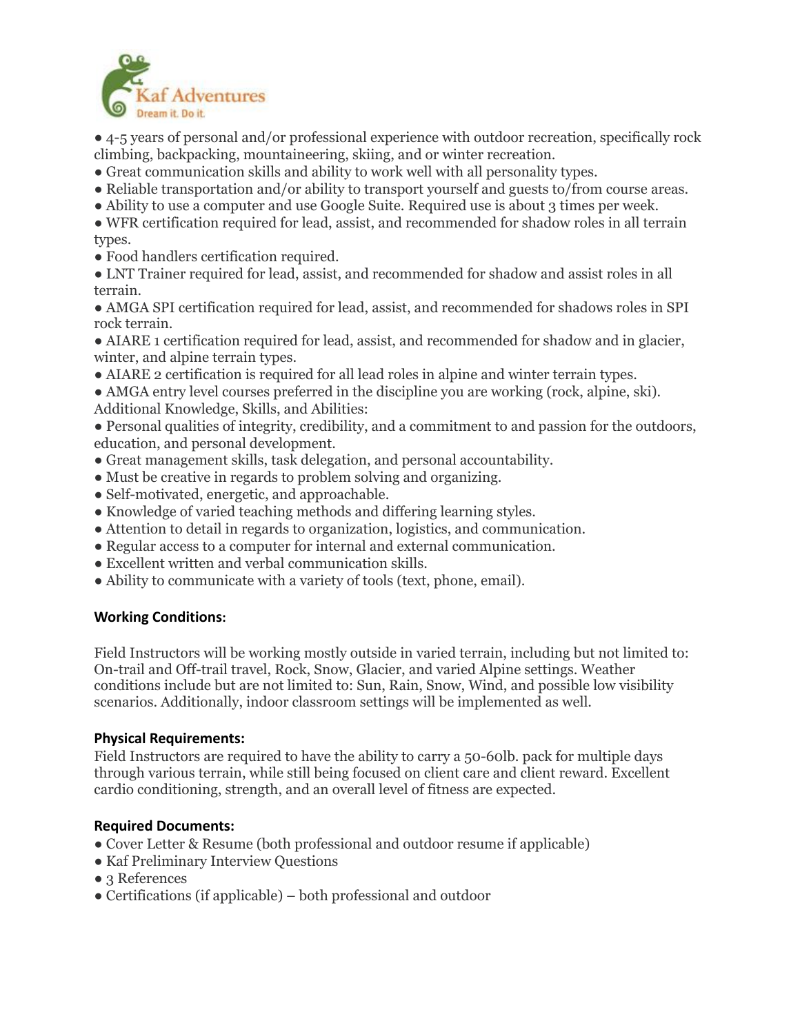- 4-5 years of personal and/or professional experience with outdoor recreation, specifically rock climbing, backpacking, mountaineering, skiing, and or winter recreation.
- Great communication skills and ability to work well with all personality types.
- Reliable transportation and/or ability to transport yourself and guests to/from course areas.
- Ability to use a computer and use Google Suite. Required use is about 3 times per week.
- WFR certification required for lead, assist, and recommended for shadow roles in all terrain types.
- Food handlers certification required.
- LNT Trainer required for lead, assist, and recommended for shadow and assist roles in all terrain.
- AMGA SPI certification required for lead, assist, and recommended for shadows roles in SPI rock terrain.
- AIARE 1 certification required for lead, assist, and recommended for shadow and in glacier, winter, and alpine terrain types.
- AIARE 2 certification is required for all lead roles in alpine and winter terrain types.
- AMGA entry level courses preferred in the discipline you are working (rock, alpine, ski).

Additional Knowledge, Skills, and Abilities:

- Personal qualities of integrity, credibility, and a commitment to and passion for the outdoors, education, and personal development.
- Great management skills, task delegation, and personal accountability.
- Must be creative in regards to problem solving and organizing.
- Self-motivated, energetic, and approachable.
- Knowledge of varied teaching methods and differing learning styles.
- Attention to detail in regards to organization, logistics, and communication.
- Regular access to a computer for internal and external communication.
- Excellent written and verbal communication skills.
- Ability to communicate with a variety of tools (text, phone, email).

**Working Conditions:**

Field Instructors will be working mostly outside in varied terrain, including but not limited to: On-trail and Off-trail travel, Rock, Snow, Glacier, and varied Alpine settings. Weather conditions include but are not limited to: Sun, Rain, Snow, Wind, and possible low visibility scenarios. Additionally, indoor classroom settings will be implemented as well.

**Physical Requirements:**

Field Instructors are required to have the ability to carry a 50-60lb. pack for multiple days through various terrain, while still being focused on client care and client reward. Excellent cardio conditioning, strength, and an overall level of fitness are expected.

**Required Documents:**

- Cover Letter & Resume (both professional and outdoor resume if applicable)
- Kaf Preliminary Interview Questions
- 3 References
- Certifications (if applicable) – both professional and outdoor